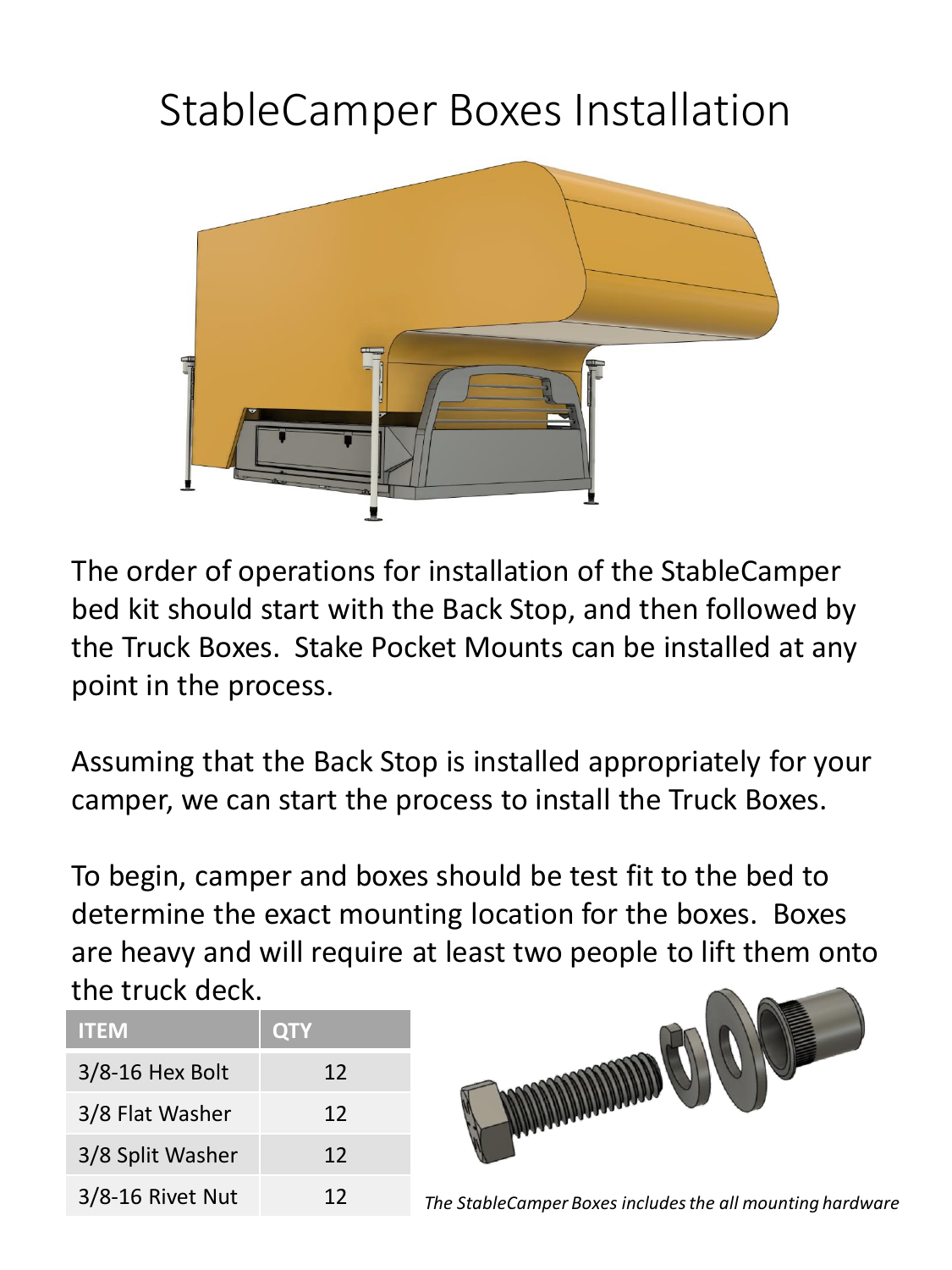# StableCamper Boxes Installation

The order of operations for installation of the StableCamper bed kit should start with the Back Stop, and then followed by the Truck Boxes. Stake Pocket Mounts can be installed at any point in the process.

Assuming that the Back Stop is installed appropriately for your camper, we can start the process to install the Truck Boxes.

To begin, camper and boxes should be test fit to the bed to determine the exact mounting location for the boxes. Boxes are heavy and will require at least two people to lift them onto the truck deck.

| ITEM | QTY |
|---|---|
| 3/8-16 Hex Bolt | 12 |
| 3/8 Flat Washer | 12 |
| 3/8 Split Washer | 12 |
| 3/8-16 Rivet Nut | 12 |

*The StableCamper Boxes includes the all mounting hardware*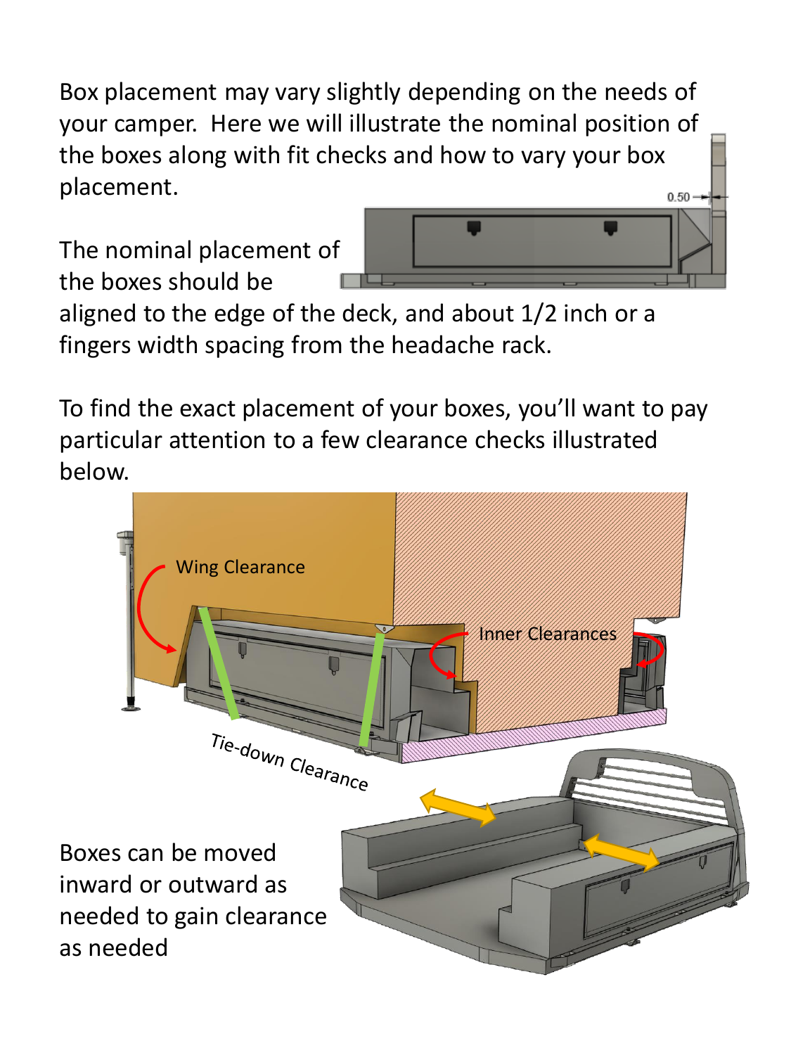Box placement may vary slightly depending on the needs of your camper. Here we will illustrate the nominal position of the boxes along with fit checks and how to vary your box placement.

The nominal placement of the boxes should be aligned to the edge of the deck, and about 1/2 inch or a fingers width spacing from the headache rack.

To find the exact placement of your boxes, you'll want to pay particular attention to a few clearance checks illustrated below.

Boxes can be moved inward or outward as needed to gain clearance as needed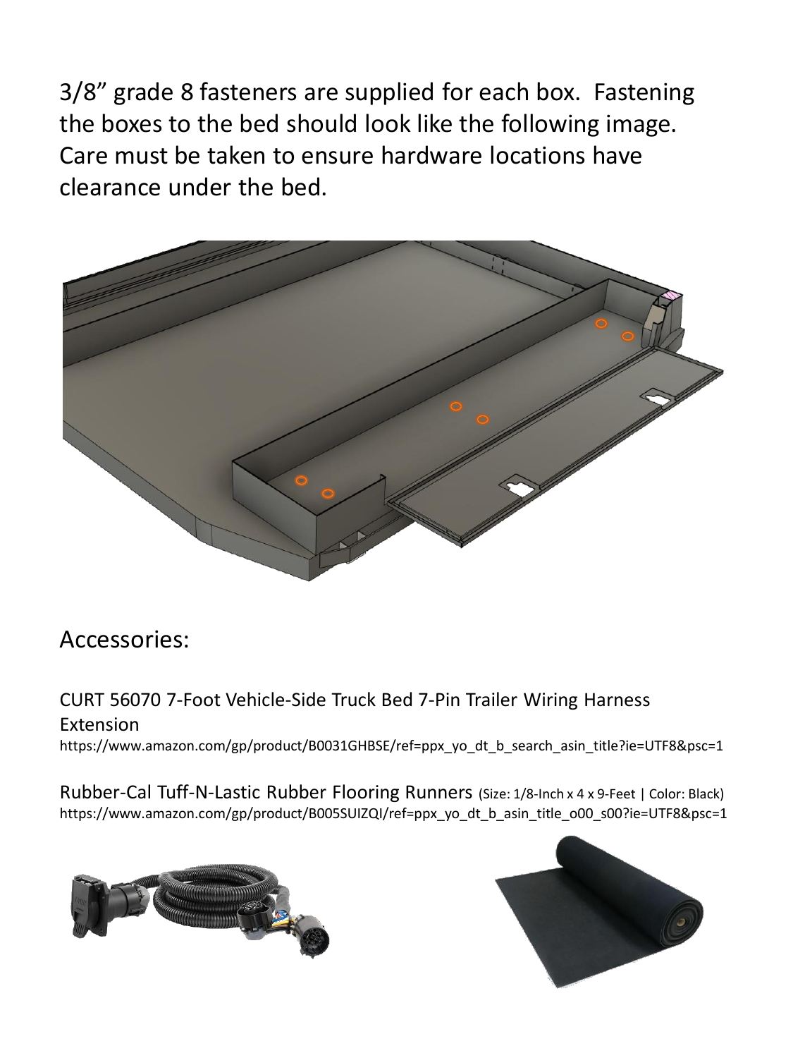3/8" grade 8 fasteners are supplied for each box. Fastening the boxes to the bed should look like the following image. Care must be taken to ensure hardware locations have clearance under the bed.

## Accessories:

CURT 56070 7-Foot Vehicle-Side Truck Bed 7-Pin Trailer Wiring Harness Extension
https://www.amazon.com/gp/product/B0031GHBSE/ref=ppx_yo_dt_b_search_asin_title?ie=UTF8&psc=1

Rubber-Cal Tuff-N-Lastic Rubber Flooring Runners (Size: 1/8-Inch x 4 x 9-Feet | Color: Black)
https://www.amazon.com/gp/product/B005SUIZQI/ref=ppx_yo_dt_b_asin_title_o00_s00?ie=UTF8&psc=1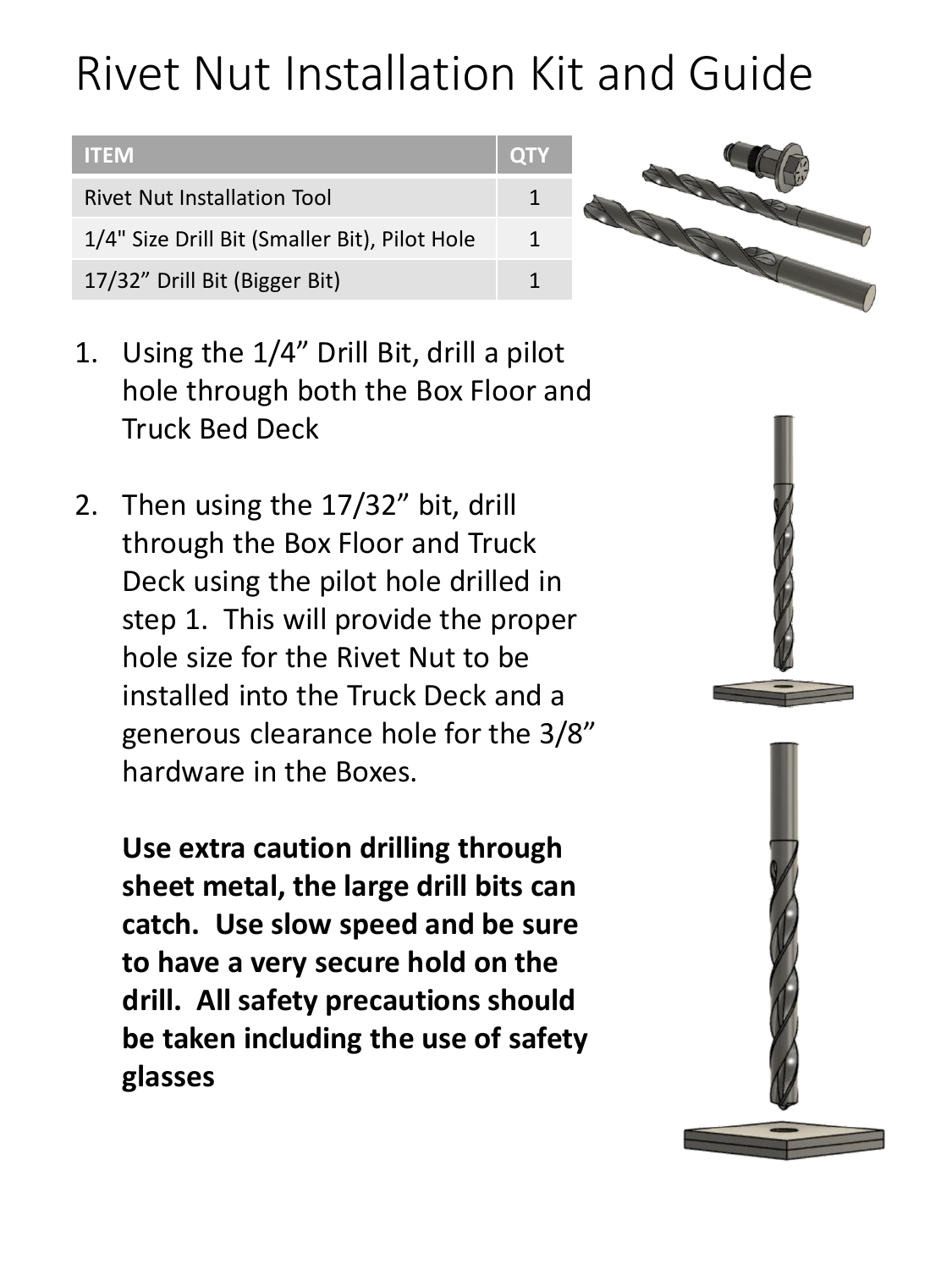# Rivet Nut Installation Kit and Guide

| ITEM | QTY |
| --- | --- |
| Rivet Nut Installation Tool | 1 |
| 1/4" Size Drill Bit (Smaller Bit), Pilot Hole | 1 |
| 17/32” Drill Bit (Bigger Bit) | 1 |

1. Using the 1/4” Drill Bit, drill a pilot hole through both the Box Floor and Truck Bed Deck

2. Then using the 17/32” bit, drill through the Box Floor and Truck Deck using the pilot hole drilled in step 1. This will provide the proper hole size for the Rivet Nut to be installed into the Truck Deck and a generous clearance hole for the 3/8” hardware in the Boxes.

   **Use extra caution drilling through sheet metal, the large drill bits can catch. Use slow speed and be sure to have a very secure hold on the drill. All safety precautions should be taken including the use of safety glasses**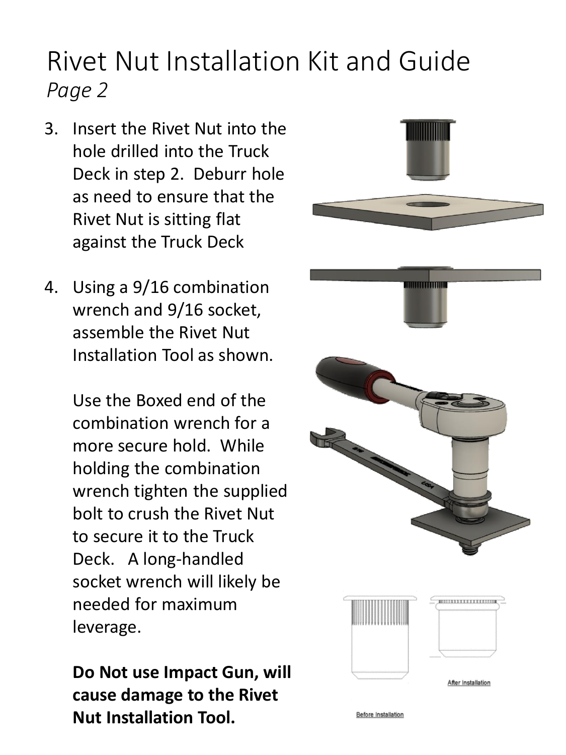# Rivet Nut Installation Kit and Guide

*Page 2*

3. Insert the Rivet Nut into the hole drilled into the Truck Deck in step 2. Deburr hole as need to ensure that the Rivet Nut is sitting flat against the Truck Deck

4. Using a 9/16 combination wrench and 9/16 socket, assemble the Rivet Nut Installation Tool as shown.

   Use the Boxed end of the combination wrench for a more secure hold. While holding the combination wrench tighten the supplied bolt to crush the Rivet Nut to secure it to the Truck Deck. A long-handled socket wrench will likely be needed for maximum leverage.

   **Do Not use Impact Gun, will cause damage to the Rivet Nut Installation Tool.**

After Installation

Before Installation